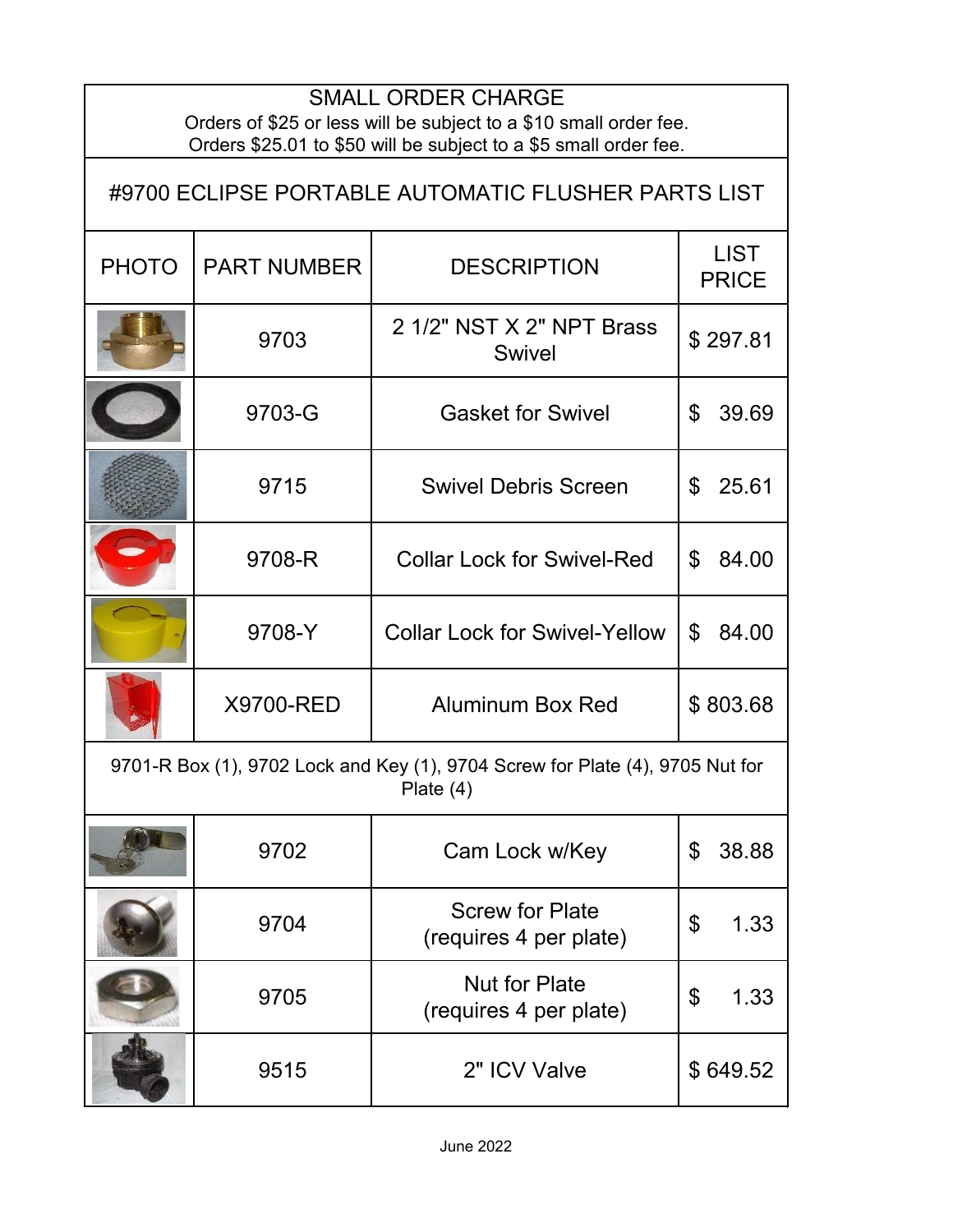## SMALL ORDER CHARGE

Orders of $25 or less will be subject to a $10 small order fee.
Orders $25.01 to $50 will be subject to a $5 small order fee.

## #9700 ECLIPSE PORTABLE AUTOMATIC FLUSHER PARTS LIST

| PHOTO | PART NUMBER | DESCRIPTION | LIST PRICE |
|---|---|---|---|
| | 9703 | 2 1/2" NST X 2" NPT Brass Swivel | $ 297.81 |
| | 9703-G | Gasket for Swivel | $ 39.69 |
| | 9715 | Swivel Debris Screen | $ 25.61 |
| | 9708-R | Collar Lock for Swivel-Red | $ 84.00 |
| | 9708-Y | Collar Lock for Swivel-Yellow | $ 84.00 |
| | X9700-RED | Aluminum Box Red | $ 803.68 |
| 9701-R Box (1), 9702 Lock and Key (1), 9704 Screw for Plate (4), 9705 Nut for Plate (4) | | | |
| | 9702 | Cam Lock w/Key | $ 38.88 |
| | 9704 | Screw for Plate (requires 4 per plate) | $ 1.33 |
| | 9705 | Nut for Plate (requires 4 per plate) | $ 1.33 |
| | 9515 | 2" ICV Valve | $ 649.52 |

June 2022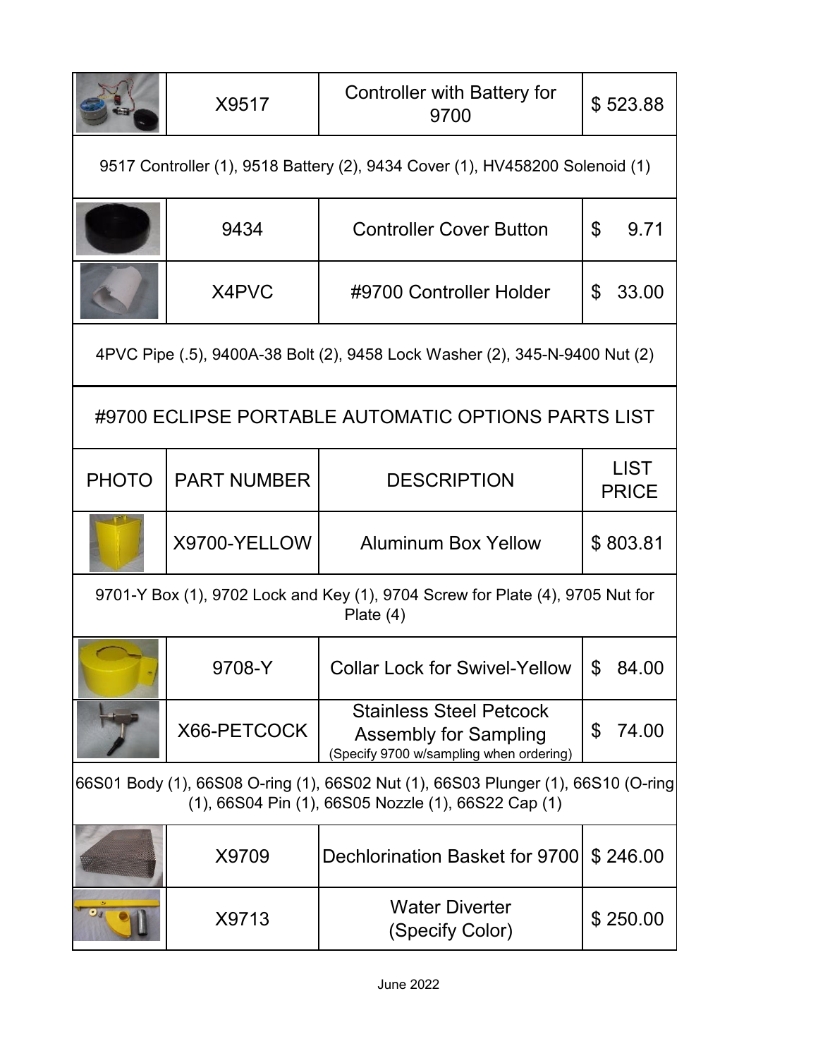| PHOTO | PART NUMBER | DESCRIPTION | LIST PRICE |
|---|---|---|---|
| | X9517 | Controller with Battery for 9700 | $ 523.88 |
| 9517 Controller (1), 9518 Battery (2), 9434 Cover (1), HV458200 Solenoid (1) | | | |
| | 9434 | Controller Cover Button | $ 9.71 |
| | X4PVC | #9700 Controller Holder | $ 33.00 |
| 4PVC Pipe (.5), 9400A-38 Bolt (2), 9458 Lock Washer (2), 345-N-9400 Nut (2) | | | |

## #9700 ECLIPSE PORTABLE AUTOMATIC OPTIONS PARTS LIST

| PHOTO | PART NUMBER | DESCRIPTION | LIST PRICE |
|---|---|---|---|
| | X9700-YELLOW | Aluminum Box Yellow | $ 803.81 |
| 9701-Y Box (1), 9702 Lock and Key (1), 9704 Screw for Plate (4), 9705 Nut for Plate (4) | | | |
| | 9708-Y | Collar Lock for Swivel-Yellow | $ 84.00 |
| | X66-PETCOCK | Stainless Steel Petcock Assembly for Sampling (Specify 9700 w/sampling when ordering) | $ 74.00 |
| 66S01 Body (1), 66S08 O-ring (1), 66S02 Nut (1), 66S03 Plunger (1), 66S10 (O-ring (1), 66S04 Pin (1), 66S05 Nozzle (1), 66S22 Cap (1) | | | |
| | X9709 | Dechlorination Basket for 9700 | $ 246.00 |
| | X9713 | Water Diverter (Specify Color) | $ 250.00 |

June 2022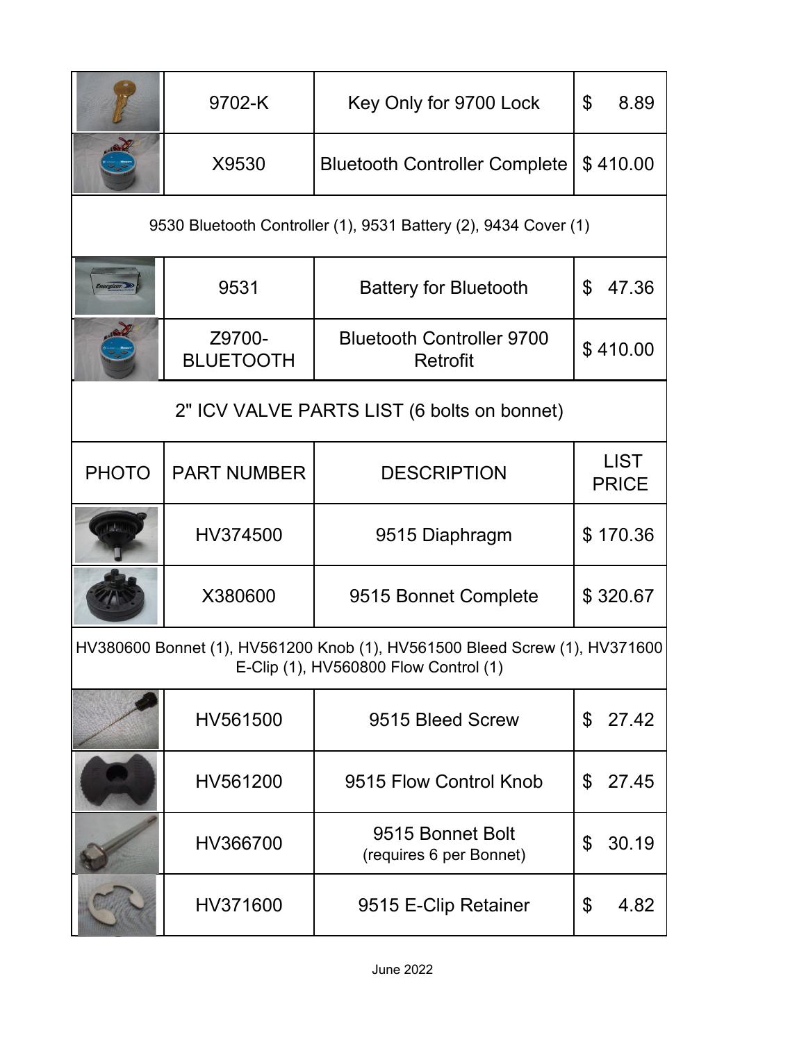| PHOTO | PART NUMBER | DESCRIPTION | LIST PRICE |
|---|---|---|---|
| | 9702-K | Key Only for 9700 Lock | $ 8.89 |
| | X9530 | Bluetooth Controller Complete | $ 410.00 |
| 9530 Bluetooth Controller (1), 9531 Battery (2), 9434 Cover (1) | | | |
| | 9531 | Battery for Bluetooth | $ 47.36 |
| | Z9700-BLUETOOTH | Bluetooth Controller 9700 Retrofit | $ 410.00 |

## 2" ICV VALVE PARTS LIST (6 bolts on bonnet)

| PHOTO | PART NUMBER | DESCRIPTION | LIST PRICE |
|---|---|---|---|
| | HV374500 | 9515 Diaphragm | $ 170.36 |
| | X380600 | 9515 Bonnet Complete | $ 320.67 |
| HV380600 Bonnet (1), HV561200 Knob (1), HV561500 Bleed Screw (1), HV371600 E-Clip (1), HV560800 Flow Control (1) | | | |
| | HV561500 | 9515 Bleed Screw | $ 27.42 |
| | HV561200 | 9515 Flow Control Knob | $ 27.45 |
| | HV366700 | 9515 Bonnet Bolt (requires 6 per Bonnet) | $ 30.19 |
| | HV371600 | 9515 E-Clip Retainer | $ 4.82 |

June 2022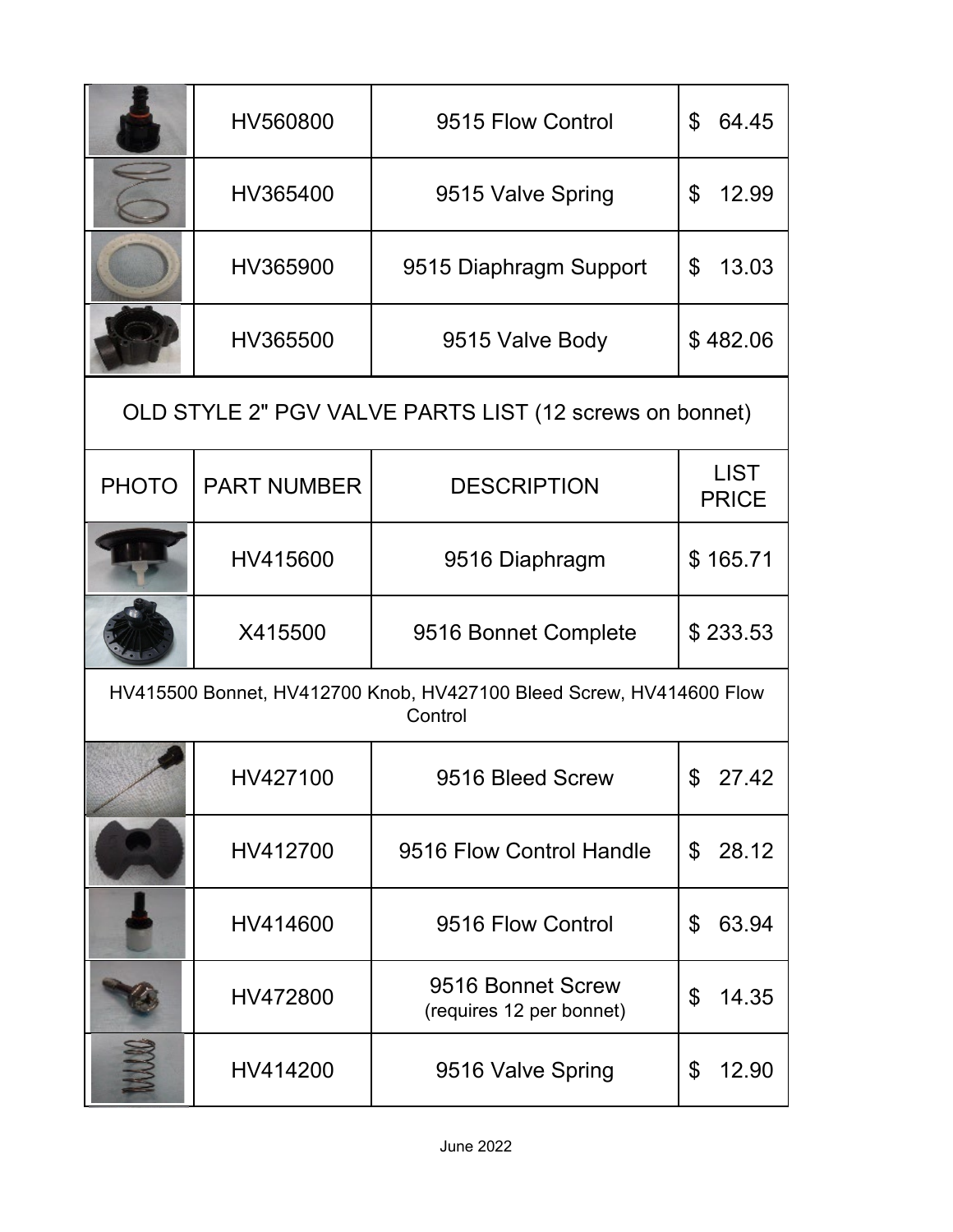| PHOTO | PART NUMBER | DESCRIPTION | LIST PRICE |
|---|---|---|---|
| | HV560800 | 9515 Flow Control | $ 64.45 |
| | HV365400 | 9515 Valve Spring | $ 12.99 |
| | HV365900 | 9515 Diaphragm Support | $ 13.03 |
| | HV365500 | 9515 Valve Body | $ 482.06 |

## OLD STYLE 2" PGV VALVE PARTS LIST (12 screws on bonnet)

| PHOTO | PART NUMBER | DESCRIPTION | LIST PRICE |
|---|---|---|---|
| | HV415600 | 9516 Diaphragm | $ 165.71 |
| | X415500 | 9516 Bonnet Complete | $ 233.53 |
| HV415500 Bonnet, HV412700 Knob, HV427100 Bleed Screw, HV414600 Flow Control | | | |
| | HV427100 | 9516 Bleed Screw | $ 27.42 |
| | HV412700 | 9516 Flow Control Handle | $ 28.12 |
| | HV414600 | 9516 Flow Control | $ 63.94 |
| | HV472800 | 9516 Bonnet Screw (requires 12 per bonnet) | $ 14.35 |
| | HV414200 | 9516 Valve Spring | $ 12.90 |

June 2022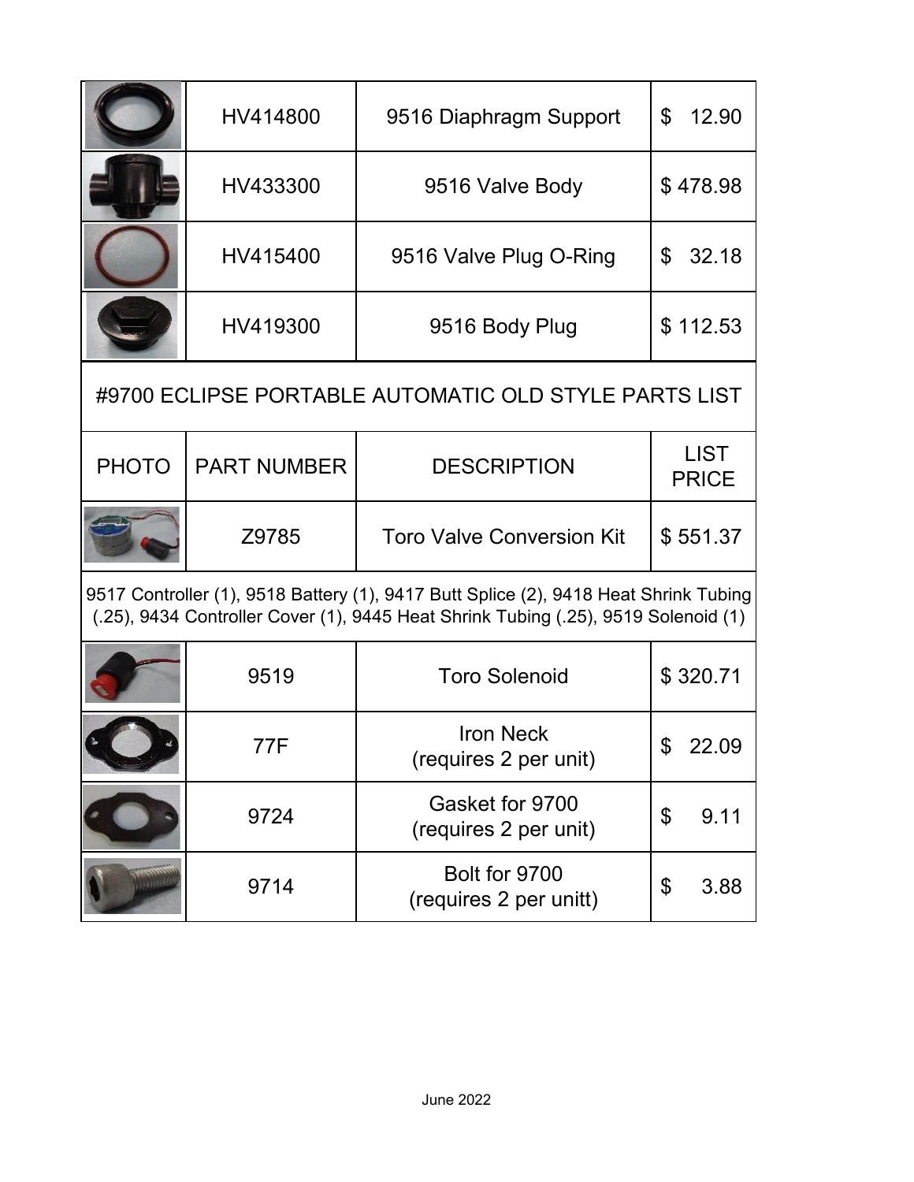| | | | |
|---|---|---|---|
| | HV414800 | 9516 Diaphragm Support | $ 12.90 |
| | HV433300 | 9516 Valve Body | $ 478.98 |
| | HV415400 | 9516 Valve Plug O-Ring | $ 32.18 |
| | HV419300 | 9516 Body Plug | $ 112.53 |

## #9700 ECLIPSE PORTABLE AUTOMATIC OLD STYLE PARTS LIST

| PHOTO | PART NUMBER | DESCRIPTION | LIST PRICE |
|---|---|---|---|
| | Z9785 | Toro Valve Conversion Kit | $ 551.37 |
| 9517 Controller (1), 9518 Battery (1), 9417 Butt Splice (2), 9418 Heat Shrink Tubing (.25), 9434 Controller Cover (1), 9445 Heat Shrink Tubing (.25), 9519 Solenoid (1) | | | |
| | 9519 | Toro Solenoid | $ 320.71 |
| | 77F | Iron Neck (requires 2 per unit) | $ 22.09 |
| | 9724 | Gasket for 9700 (requires 2 per unit) | $ 9.11 |
| | 9714 | Bolt for 9700 (requires 2 per unitt) | $ 3.88 |

June 2022